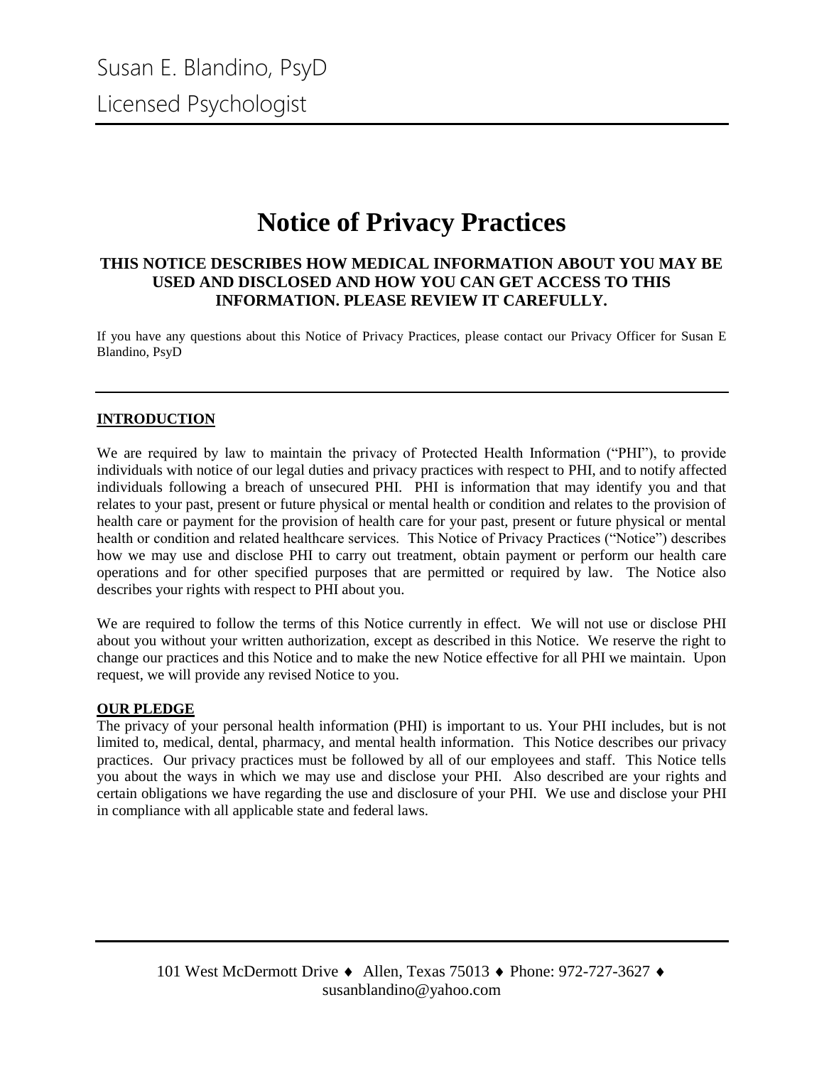Susan E. Blandino, PsyD

Licensed Psychologist

# Notice of Privacy Practices

**THIS NOTICE DESCRIBES HOW MEDICAL INFORMATION ABOUT YOU MAY BE USED AND DISCLOSED AND HOW YOU CAN GET ACCESS TO THIS INFORMATION. PLEASE REVIEW IT CAREFULLY.**

If you have any questions about this Notice of Privacy Practices, please contact our Privacy Officer for Susan E Blandino, PsyD

## INTRODUCTION

We are required by law to maintain the privacy of Protected Health Information ("PHI"), to provide individuals with notice of our legal duties and privacy practices with respect to PHI, and to notify affected individuals following a breach of unsecured PHI. PHI is information that may identify you and that relates to your past, present or future physical or mental health or condition and relates to the provision of health care or payment for the provision of health care for your past, present or future physical or mental health or condition and related healthcare services. This Notice of Privacy Practices ("Notice") describes how we may use and disclose PHI to carry out treatment, obtain payment or perform our health care operations and for other specified purposes that are permitted or required by law. The Notice also describes your rights with respect to PHI about you.

We are required to follow the terms of this Notice currently in effect. We will not use or disclose PHI about you without your written authorization, except as described in this Notice. We reserve the right to change our practices and this Notice and to make the new Notice effective for all PHI we maintain. Upon request, we will provide any revised Notice to you.

## OUR PLEDGE

The privacy of your personal health information (PHI) is important to us. Your PHI includes, but is not limited to, medical, dental, pharmacy, and mental health information. This Notice describes our privacy practices. Our privacy practices must be followed by all of our employees and staff. This Notice tells you about the ways in which we may use and disclose your PHI. Also described are your rights and certain obligations we have regarding the use and disclosure of your PHI. We use and disclose your PHI in compliance with all applicable state and federal laws.

101 West McDermott Drive ♦ Allen, Texas 75013 ♦ Phone: 972-727-3627 ♦ susanblandino@yahoo.com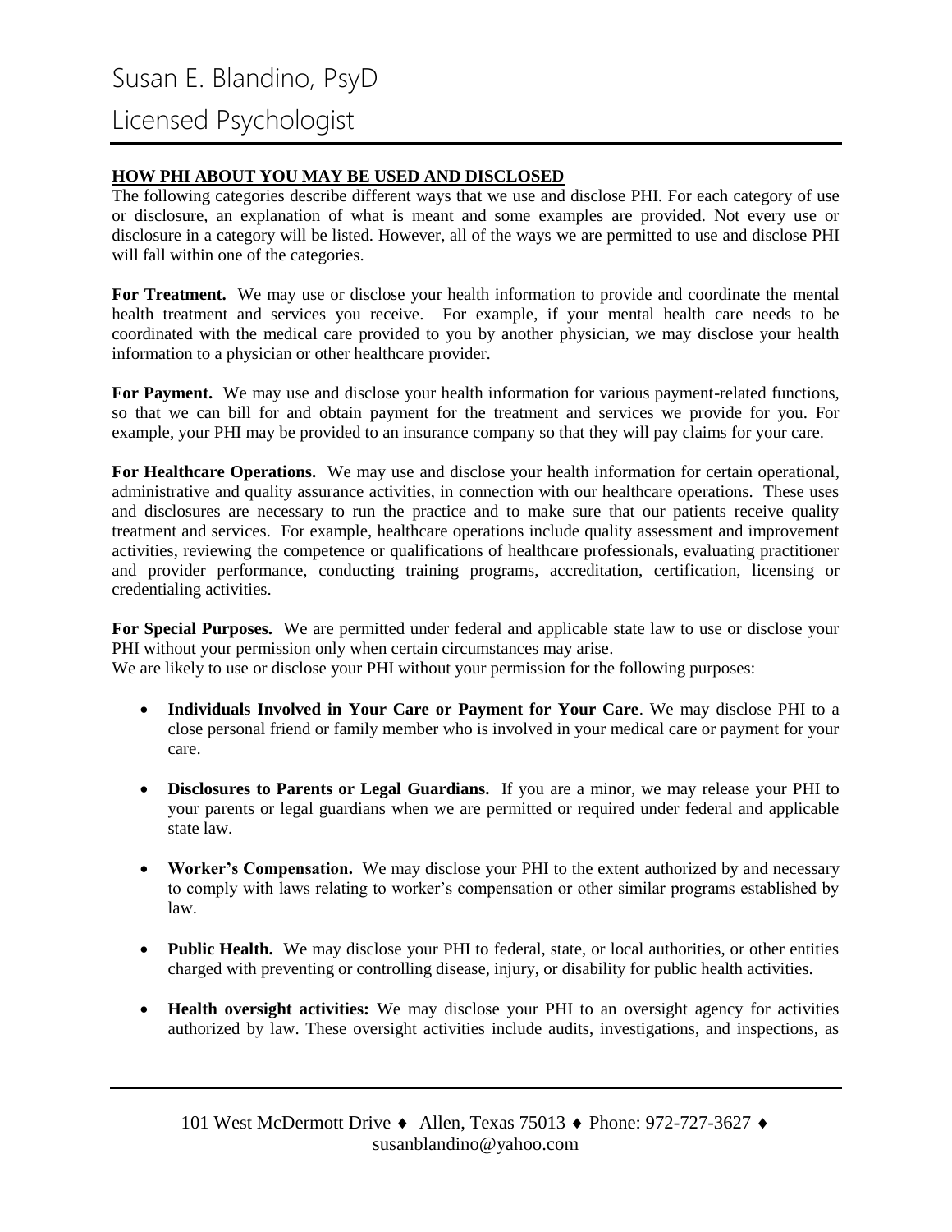## HOW PHI ABOUT YOU MAY BE USED AND DISCLOSED

The following categories describe different ways that we use and disclose PHI. For each category of use or disclosure, an explanation of what is meant and some examples are provided. Not every use or disclosure in a category will be listed. However, all of the ways we are permitted to use and disclose PHI will fall within one of the categories.

**For Treatment.** We may use or disclose your health information to provide and coordinate the mental health treatment and services you receive. For example, if your mental health care needs to be coordinated with the medical care provided to you by another physician, we may disclose your health information to a physician or other healthcare provider.

**For Payment.** We may use and disclose your health information for various payment-related functions, so that we can bill for and obtain payment for the treatment and services we provide for you. For example, your PHI may be provided to an insurance company so that they will pay claims for your care.

**For Healthcare Operations.** We may use and disclose your health information for certain operational, administrative and quality assurance activities, in connection with our healthcare operations. These uses and disclosures are necessary to run the practice and to make sure that our patients receive quality treatment and services. For example, healthcare operations include quality assessment and improvement activities, reviewing the competence or qualifications of healthcare professionals, evaluating practitioner and provider performance, conducting training programs, accreditation, certification, licensing or credentialing activities.

**For Special Purposes.** We are permitted under federal and applicable state law to use or disclose your PHI without your permission only when certain circumstances may arise.
We are likely to use or disclose your PHI without your permission for the following purposes:

- **Individuals Involved in Your Care or Payment for Your Care**. We may disclose PHI to a close personal friend or family member who is involved in your medical care or payment for your care.

- **Disclosures to Parents or Legal Guardians.** If you are a minor, we may release your PHI to your parents or legal guardians when we are permitted or required under federal and applicable state law.

- **Worker's Compensation.** We may disclose your PHI to the extent authorized by and necessary to comply with laws relating to worker's compensation or other similar programs established by law.

- **Public Health.** We may disclose your PHI to federal, state, or local authorities, or other entities charged with preventing or controlling disease, injury, or disability for public health activities.

- **Health oversight activities:** We may disclose your PHI to an oversight agency for activities authorized by law. These oversight activities include audits, investigations, and inspections, as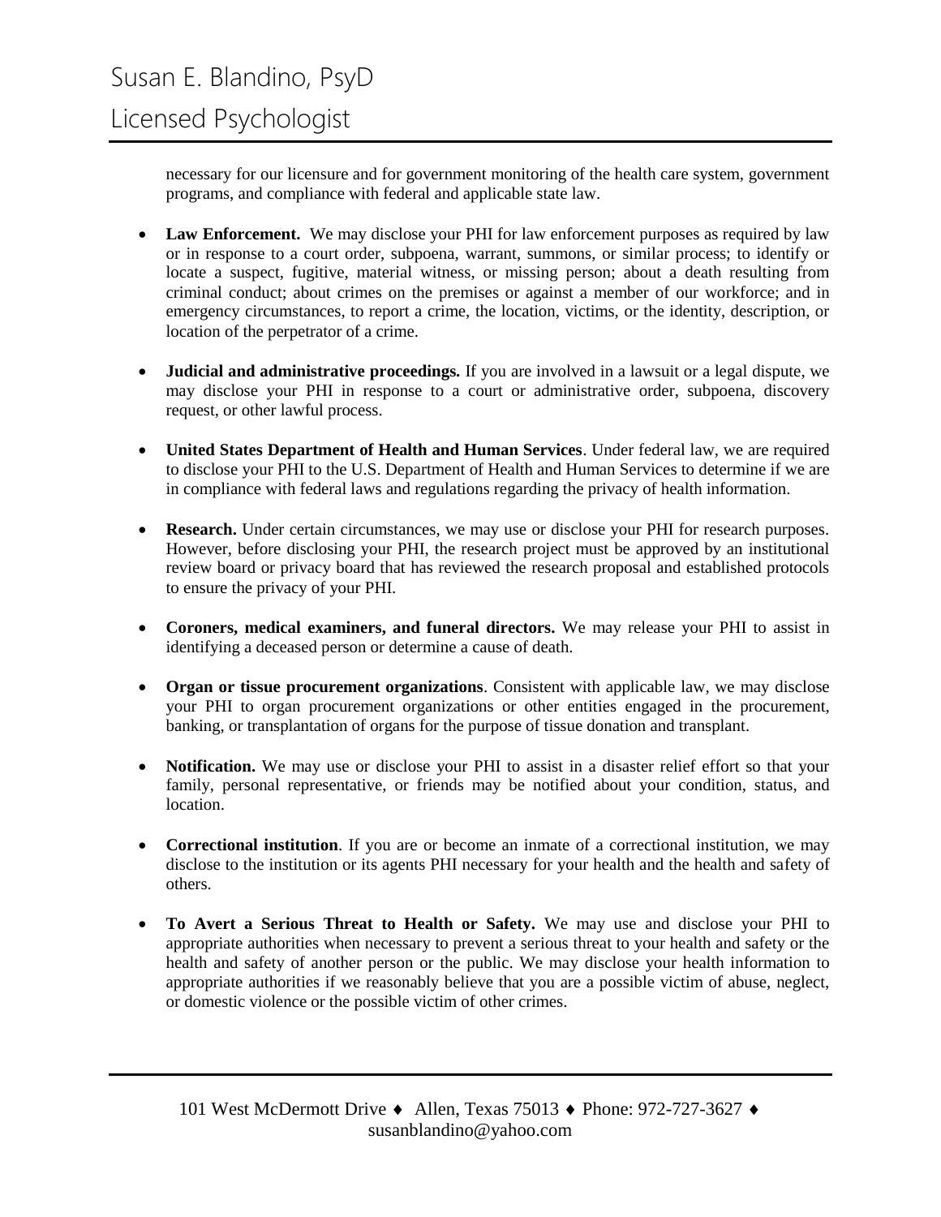necessary for our licensure and for government monitoring of the health care system, government programs, and compliance with federal and applicable state law.

- **Law Enforcement.** We may disclose your PHI for law enforcement purposes as required by law or in response to a court order, subpoena, warrant, summons, or similar process; to identify or locate a suspect, fugitive, material witness, or missing person; about a death resulting from criminal conduct; about crimes on the premises or against a member of our workforce; and in emergency circumstances, to report a crime, the location, victims, or the identity, description, or location of the perpetrator of a crime.

- **Judicial and administrative proceedings.** If you are involved in a lawsuit or a legal dispute, we may disclose your PHI in response to a court or administrative order, subpoena, discovery request, or other lawful process.

- **United States Department of Health and Human Services**. Under federal law, we are required to disclose your PHI to the U.S. Department of Health and Human Services to determine if we are in compliance with federal laws and regulations regarding the privacy of health information.

- **Research.** Under certain circumstances, we may use or disclose your PHI for research purposes. However, before disclosing your PHI, the research project must be approved by an institutional review board or privacy board that has reviewed the research proposal and established protocols to ensure the privacy of your PHI.

- **Coroners, medical examiners, and funeral directors.** We may release your PHI to assist in identifying a deceased person or determine a cause of death.

- **Organ or tissue procurement organizations**. Consistent with applicable law, we may disclose your PHI to organ procurement organizations or other entities engaged in the procurement, banking, or transplantation of organs for the purpose of tissue donation and transplant.

- **Notification.** We may use or disclose your PHI to assist in a disaster relief effort so that your family, personal representative, or friends may be notified about your condition, status, and location.

- **Correctional institution**. If you are or become an inmate of a correctional institution, we may disclose to the institution or its agents PHI necessary for your health and the health and safety of others.

- **To Avert a Serious Threat to Health or Safety.** We may use and disclose your PHI to appropriate authorities when necessary to prevent a serious threat to your health and safety or the health and safety of another person or the public. We may disclose your health information to appropriate authorities if we reasonably believe that you are a possible victim of abuse, neglect, or domestic violence or the possible victim of other crimes.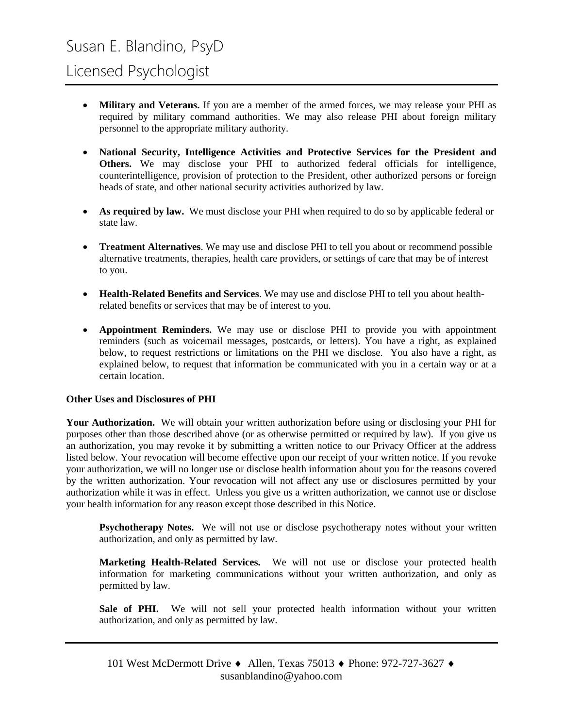- **Military and Veterans.** If you are a member of the armed forces, we may release your PHI as required by military command authorities. We may also release PHI about foreign military personnel to the appropriate military authority.

- **National Security, Intelligence Activities and Protective Services for the President and Others.** We may disclose your PHI to authorized federal officials for intelligence, counterintelligence, provision of protection to the President, other authorized persons or foreign heads of state, and other national security activities authorized by law.

- **As required by law.** We must disclose your PHI when required to do so by applicable federal or state law.

- **Treatment Alternatives**. We may use and disclose PHI to tell you about or recommend possible alternative treatments, therapies, health care providers, or settings of care that may be of interest to you.

- **Health-Related Benefits and Services**. We may use and disclose PHI to tell you about health-related benefits or services that may be of interest to you.

- **Appointment Reminders.** We may use or disclose PHI to provide you with appointment reminders (such as voicemail messages, postcards, or letters). You have a right, as explained below, to request restrictions or limitations on the PHI we disclose. You also have a right, as explained below, to request that information be communicated with you in a certain way or at a certain location.

**Other Uses and Disclosures of PHI**

**Your Authorization.** We will obtain your written authorization before using or disclosing your PHI for purposes other than those described above (or as otherwise permitted or required by law). If you give us an authorization, you may revoke it by submitting a written notice to our Privacy Officer at the address listed below. Your revocation will become effective upon our receipt of your written notice. If you revoke your authorization, we will no longer use or disclose health information about you for the reasons covered by the written authorization. Your revocation will not affect any use or disclosures permitted by your authorization while it was in effect. Unless you give us a written authorization, we cannot use or disclose your health information for any reason except those described in this Notice.

**Psychotherapy Notes.** We will not use or disclose psychotherapy notes without your written authorization, and only as permitted by law.

**Marketing Health-Related Services.** We will not use or disclose your protected health information for marketing communications without your written authorization, and only as permitted by law.

**Sale of PHI.** We will not sell your protected health information without your written authorization, and only as permitted by law.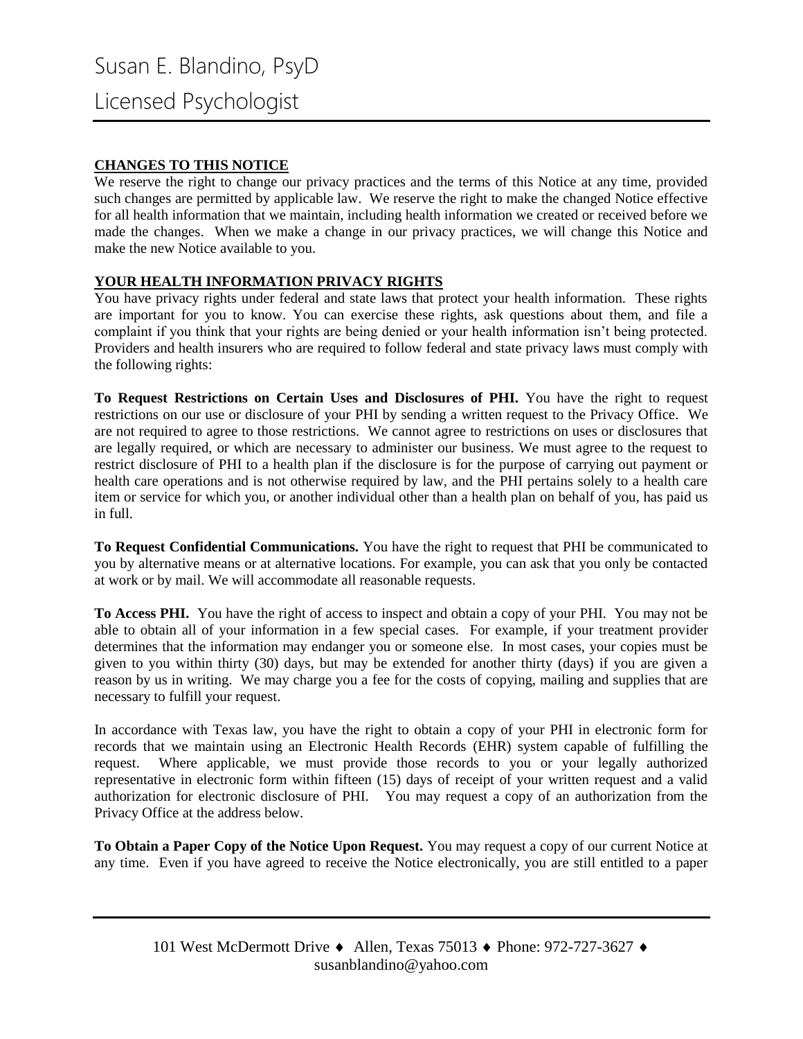## CHANGES TO THIS NOTICE

We reserve the right to change our privacy practices and the terms of this Notice at any time, provided such changes are permitted by applicable law. We reserve the right to make the changed Notice effective for all health information that we maintain, including health information we created or received before we made the changes. When we make a change in our privacy practices, we will change this Notice and make the new Notice available to you.

## YOUR HEALTH INFORMATION PRIVACY RIGHTS

You have privacy rights under federal and state laws that protect your health information. These rights are important for you to know. You can exercise these rights, ask questions about them, and file a complaint if you think that your rights are being denied or your health information isn't being protected. Providers and health insurers who are required to follow federal and state privacy laws must comply with the following rights:

**To Request Restrictions on Certain Uses and Disclosures of PHI.** You have the right to request restrictions on our use or disclosure of your PHI by sending a written request to the Privacy Office. We are not required to agree to those restrictions. We cannot agree to restrictions on uses or disclosures that are legally required, or which are necessary to administer our business. We must agree to the request to restrict disclosure of PHI to a health plan if the disclosure is for the purpose of carrying out payment or health care operations and is not otherwise required by law, and the PHI pertains solely to a health care item or service for which you, or another individual other than a health plan on behalf of you, has paid us in full.

**To Request Confidential Communications.** You have the right to request that PHI be communicated to you by alternative means or at alternative locations. For example, you can ask that you only be contacted at work or by mail. We will accommodate all reasonable requests.

**To Access PHI.** You have the right of access to inspect and obtain a copy of your PHI. You may not be able to obtain all of your information in a few special cases. For example, if your treatment provider determines that the information may endanger you or someone else. In most cases, your copies must be given to you within thirty (30) days, but may be extended for another thirty (days) if you are given a reason by us in writing. We may charge you a fee for the costs of copying, mailing and supplies that are necessary to fulfill your request.

In accordance with Texas law, you have the right to obtain a copy of your PHI in electronic form for records that we maintain using an Electronic Health Records (EHR) system capable of fulfilling the request. Where applicable, we must provide those records to you or your legally authorized representative in electronic form within fifteen (15) days of receipt of your written request and a valid authorization for electronic disclosure of PHI. You may request a copy of an authorization from the Privacy Office at the address below.

**To Obtain a Paper Copy of the Notice Upon Request.** You may request a copy of our current Notice at any time. Even if you have agreed to receive the Notice electronically, you are still entitled to a paper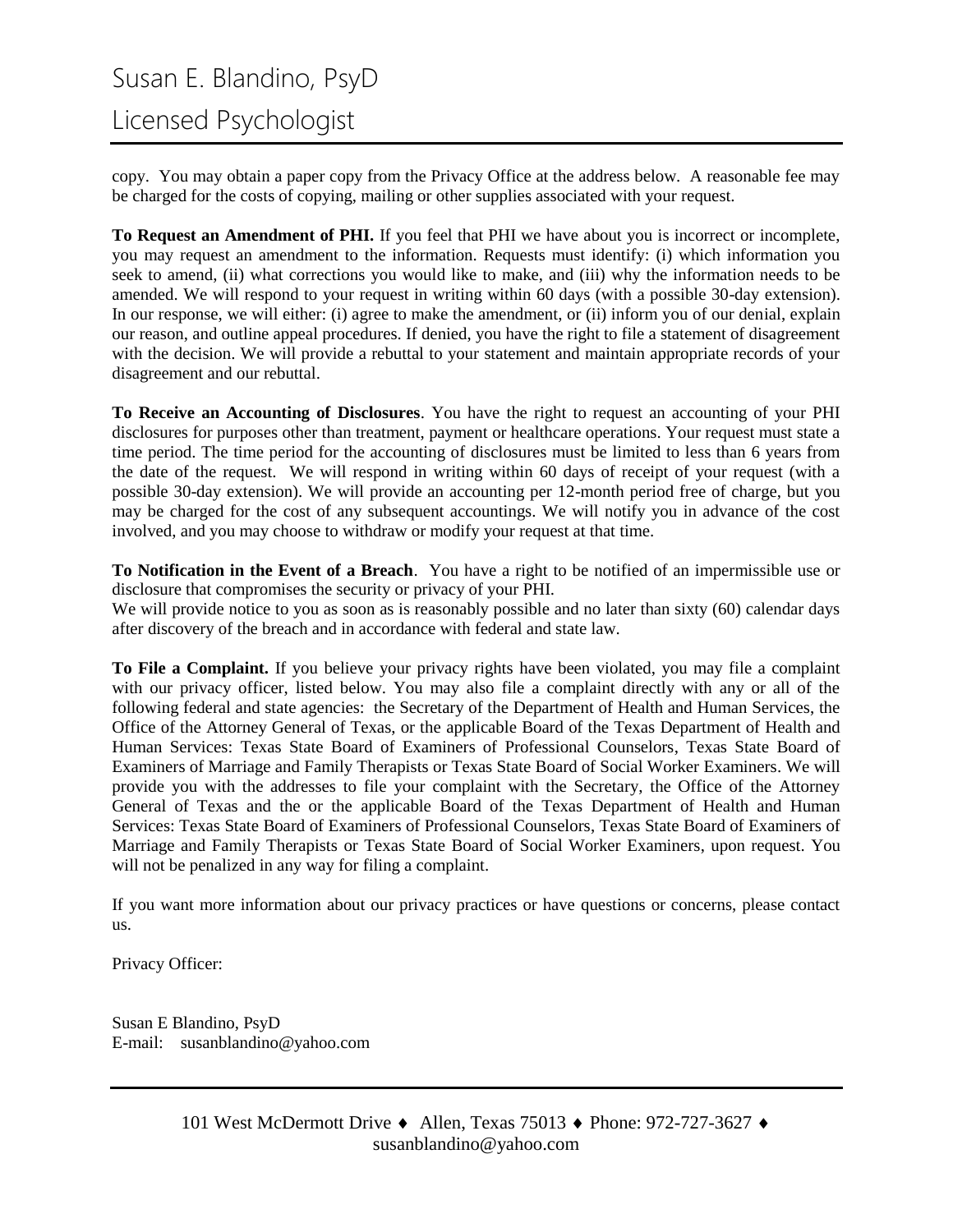copy. You may obtain a paper copy from the Privacy Office at the address below. A reasonable fee may be charged for the costs of copying, mailing or other supplies associated with your request.

**To Request an Amendment of PHI.** If you feel that PHI we have about you is incorrect or incomplete, you may request an amendment to the information. Requests must identify: (i) which information you seek to amend, (ii) what corrections you would like to make, and (iii) why the information needs to be amended. We will respond to your request in writing within 60 days (with a possible 30-day extension). In our response, we will either: (i) agree to make the amendment, or (ii) inform you of our denial, explain our reason, and outline appeal procedures. If denied, you have the right to file a statement of disagreement with the decision. We will provide a rebuttal to your statement and maintain appropriate records of your disagreement and our rebuttal.

**To Receive an Accounting of Disclosures**. You have the right to request an accounting of your PHI disclosures for purposes other than treatment, payment or healthcare operations. Your request must state a time period. The time period for the accounting of disclosures must be limited to less than 6 years from the date of the request. We will respond in writing within 60 days of receipt of your request (with a possible 30-day extension). We will provide an accounting per 12-month period free of charge, but you may be charged for the cost of any subsequent accountings. We will notify you in advance of the cost involved, and you may choose to withdraw or modify your request at that time.

**To Notification in the Event of a Breach**. You have a right to be notified of an impermissible use or disclosure that compromises the security or privacy of your PHI.
We will provide notice to you as soon as is reasonably possible and no later than sixty (60) calendar days after discovery of the breach and in accordance with federal and state law.

**To File a Complaint.** If you believe your privacy rights have been violated, you may file a complaint with our privacy officer, listed below. You may also file a complaint directly with any or all of the following federal and state agencies: the Secretary of the Department of Health and Human Services, the Office of the Attorney General of Texas, or the applicable Board of the Texas Department of Health and Human Services: Texas State Board of Examiners of Professional Counselors, Texas State Board of Examiners of Marriage and Family Therapists or Texas State Board of Social Worker Examiners. We will provide you with the addresses to file your complaint with the Secretary, the Office of the Attorney General of Texas and the or the applicable Board of the Texas Department of Health and Human Services: Texas State Board of Examiners of Professional Counselors, Texas State Board of Examiners of Marriage and Family Therapists or Texas State Board of Social Worker Examiners, upon request. You will not be penalized in any way for filing a complaint.

If you want more information about our privacy practices or have questions or concerns, please contact us.

Privacy Officer:

Susan E Blandino, PsyD
E-mail: susanblandino@yahoo.com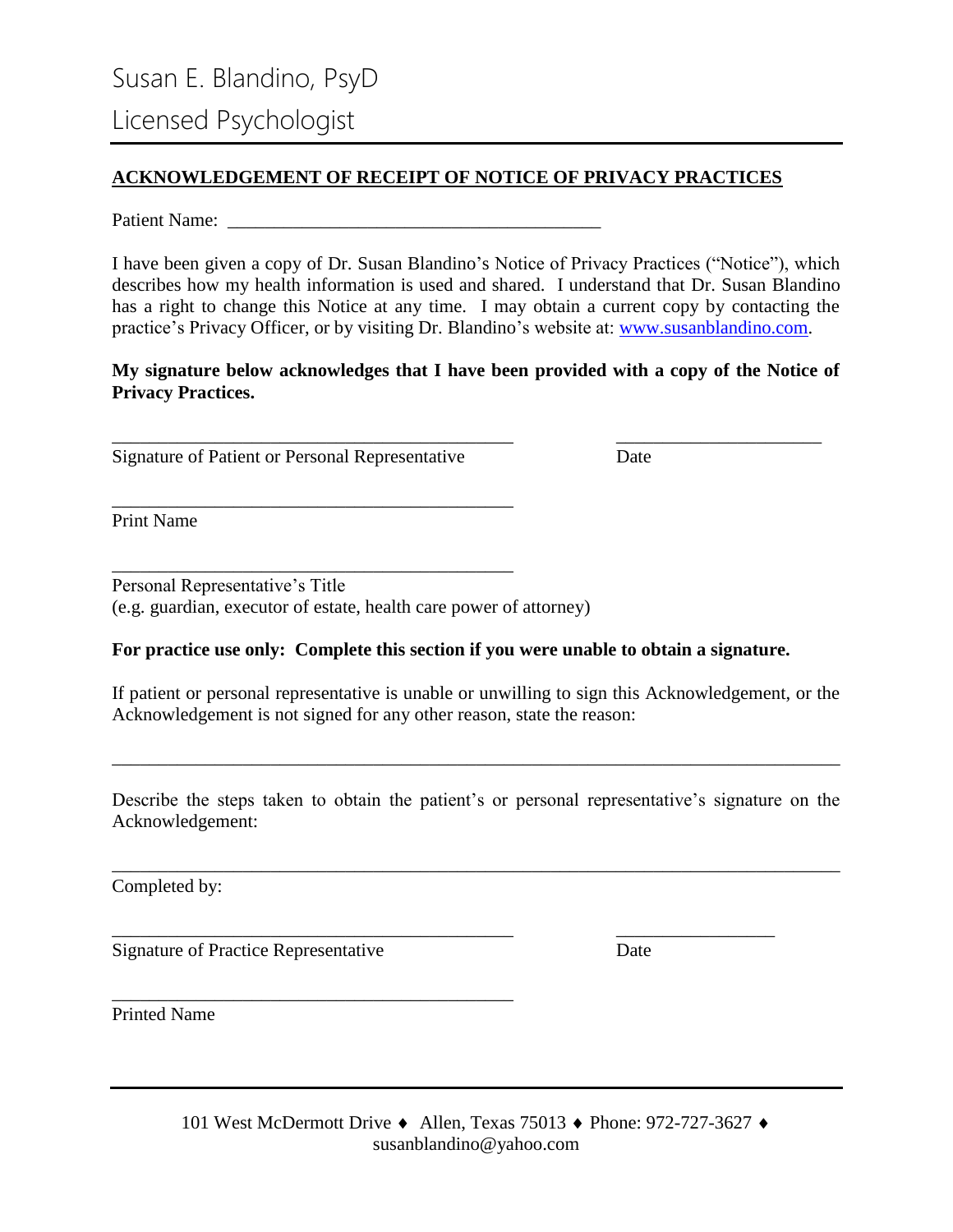Susan E. Blandino, PsyD

Licensed Psychologist

---

## ACKNOWLEDGEMENT OF RECEIPT OF NOTICE OF PRIVACY PRACTICES

Patient Name: ________________________________________

I have been given a copy of Dr. Susan Blandino's Notice of Privacy Practices ("Notice"), which describes how my health information is used and shared. I understand that Dr. Susan Blandino has a right to change this Notice at any time. I may obtain a current copy by contacting the practice's Privacy Officer, or by visiting Dr. Blandino's website at: [www.susanblandino.com](http://www.susanblandino.com).

**My signature below acknowledges that I have been provided with a copy of the Notice of Privacy Practices.**

____________________________________________ ______________________

Signature of Patient or Personal Representative Date

____________________________________________

Print Name

____________________________________________

Personal Representative's Title
(e.g. guardian, executor of estate, health care power of attorney)

**For practice use only: Complete this section if you were unable to obtain a signature.**

If patient or personal representative is unable or unwilling to sign this Acknowledgement, or the Acknowledgement is not signed for any other reason, state the reason:

________________________________________________________________________________

Describe the steps taken to obtain the patient's or personal representative's signature on the Acknowledgement:

________________________________________________________________________________

Completed by:

____________________________________________ _________________

Signature of Practice Representative Date

____________________________________________

Printed Name

---

101 West McDermott Drive ♦ Allen, Texas 75013 ♦ Phone: 972-727-3627 ♦ susanblandino@yahoo.com